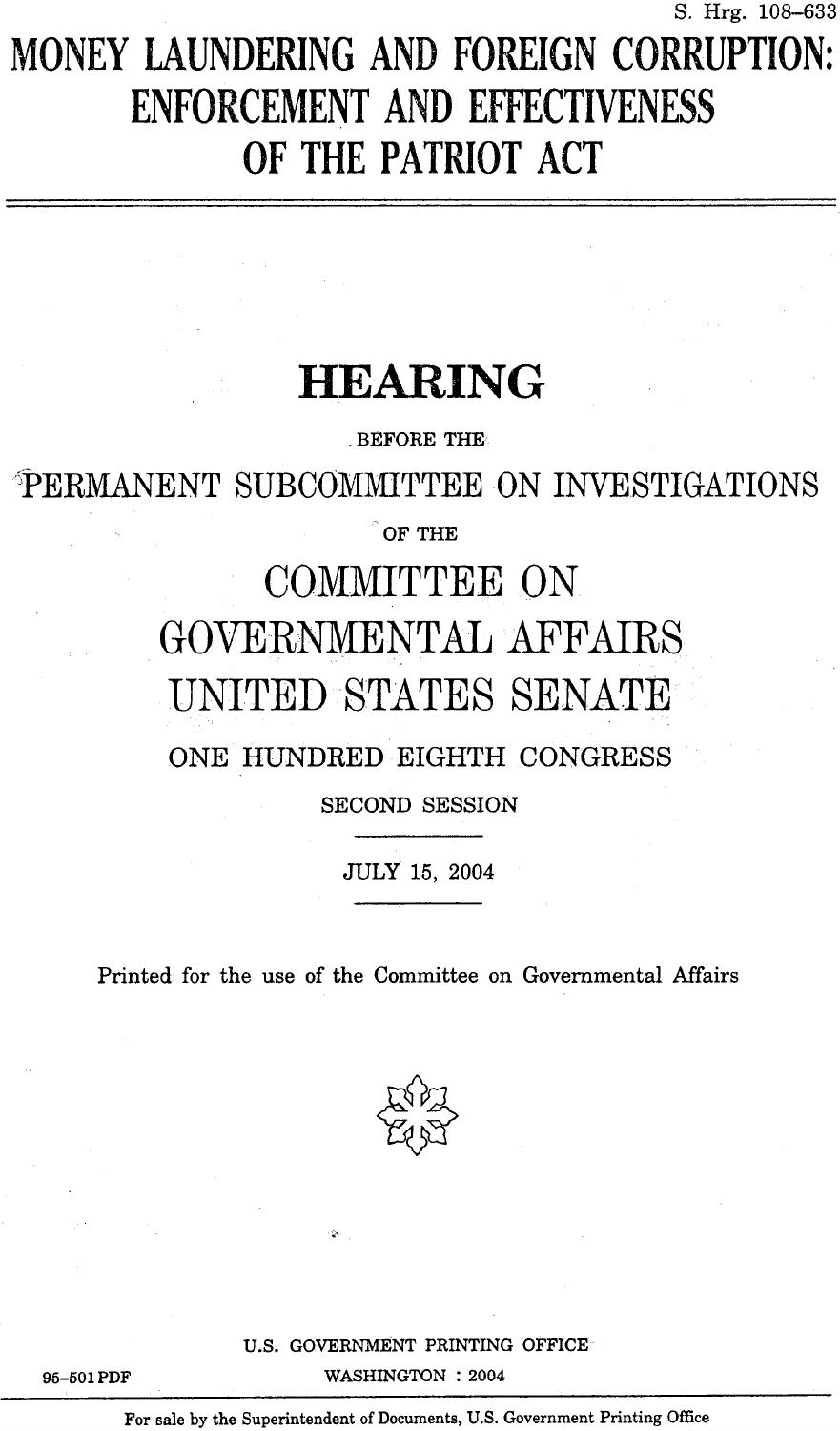S. Hrg. 108–633

# MONEY LAUNDERING AND FOREIGN CORRUPTION: ENFORCEMENT AND EFFECTIVENESS OF THE PATRIOT ACT

## HEARING

BEFORE THE

PERMANENT SUBCOMMITTEE ON INVESTIGATIONS

OF THE

COMMITTEE ON GOVERNMENTAL AFFAIRS UNITED STATES SENATE

ONE HUNDRED EIGHTH CONGRESS

SECOND SESSION

JULY 15, 2004

Printed for the use of the Committee on Governmental Affairs

U.S. GOVERNMENT PRINTING OFFICE

95–501 PDF WASHINGTON : 2004

For sale by the Superintendent of Documents, U.S. Government Printing Office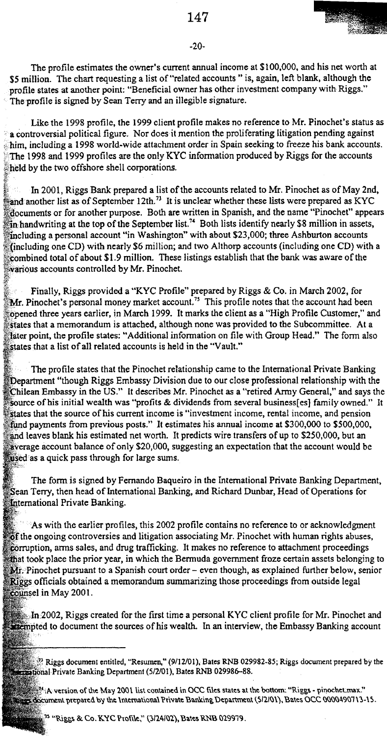The profile estimates the owner's current annual income at $100,000, and his net worth at $5 million. The chart requesting a list of "related accounts " is, again, left blank, although the profile states at another point: "Beneficial owner has other investment company with Riggs." The profile is signed by Sean Terry and an illegible signature.

Like the 1998 profile, the 1999 client profile makes no reference to Mr. Pinochet's status as a controversial political figure. Nor does it mention the proliferating litigation pending against him, including a 1998 world-wide attachment order in Spain seeking to freeze his bank accounts. The 1998 and 1999 profiles are the only KYC information produced by Riggs for the accounts held by the two offshore shell corporations.

In 2001, Riggs Bank prepared a list of the accounts related to Mr. Pinochet as of May 2nd, and another list as of September 12th.[73] It is unclear whether these lists were prepared as KYC documents or for another purpose. Both are written in Spanish, and the name "Pinochet" appears in handwriting at the top of the September list.[74] Both lists identify nearly $8 million in assets, including a personal account "in Washington" with about $23,000; three Ashburton accounts (including one CD) with nearly $6 million; and two Althorp accounts (including one CD) with a combined total of about $1.9 million. These listings establish that the bank was aware of the various accounts controlled by Mr. Pinochet.

Finally, Riggs provided a "KYC Profile" prepared by Riggs & Co. in March 2002, for Mr. Pinochet's personal money market account.[75] This profile notes that the account had been opened three years earlier, in March 1999. It marks the client as a "High Profile Customer," and states that a memorandum is attached, although none was provided to the Subcommittee. At a later point, the profile states: "Additional information on file with Group Head." The form also states that a list of all related accounts is held in the "Vault."

The profile states that the Pinochet relationship came to the International Private Banking Department "though Riggs Embassy Division due to our close professional relationship with the Chilean Embassy in the US." It describes Mr. Pinochet as a "retired Army General," and says the source of his initial wealth was "profits & dividends from several business[es] family owned." It states that the source of his current income is "investment income, rental income, and pension fund payments from previous posts." It estimates his annual income at $300,000 to $500,000, and leaves blank his estimated net worth. It predicts wire transfers of up to $250,000, but an average account balance of only $20,000, suggesting an expectation that the account would be used as a quick pass through for large sums.

The form is signed by Fernando Baqueiro in the International Private Banking Department, Sean Terry, then head of International Banking, and Richard Dunbar, Head of Operations for International Private Banking.

As with the earlier profiles, this 2002 profile contains no reference to or acknowledgment of the ongoing controversies and litigation associating Mr. Pinochet with human rights abuses, corruption, arms sales, and drug trafficking. It makes no reference to attachment proceedings that took place the prior year, in which the Bermuda government froze certain assets belonging to Mr. Pinochet pursuant to a Spanish court order – even though, as explained further below, senior Riggs officials obtained a memorandum summarizing those proceedings from outside legal counsel in May 2001.

In 2002, Riggs created for the first time a personal KYC client profile for Mr. Pinochet and attempted to document the sources of his wealth. In an interview, the Embassy Banking account

---

[73] Riggs document entitled, "Resumen," (9/12/01), Bates RNB 029982-85; Riggs document prepared by the International Private Banking Department (5/2/01), Bates RNB 029986-88.

[74] A version of the May 2001 list contained in OCC files states at the bottom: "Riggs - pinochet.max." Riggs document prepared by the International Private Banking Department (5/2/01), Bates OCC 0000490713-15.

[75] "Riggs & Co. KYC Profile," (3/24/02), Bates RNB 029979.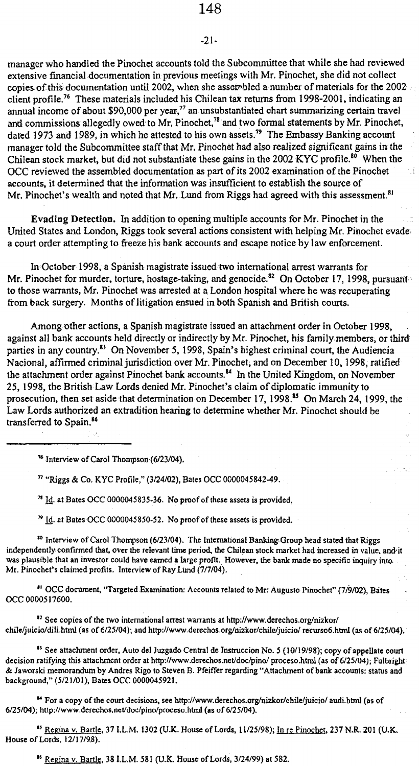manager who handled the Pinochet accounts told the Subcommittee that while she had reviewed extensive financial documentation in previous meetings with Mr. Pinochet, she did not collect copies of this documentation until 2002, when she assembled a number of materials for the 2002 client profile.[76] These materials included his Chilean tax returns from 1998-2001, indicating an annual income of about $90,000 per year,[77] an unsubstantiated chart summarizing certain travel and commissions allegedly owed to Mr. Pinochet,[78] and two formal statements by Mr. Pinochet, dated 1973 and 1989, in which he attested to his own assets.[79] The Embassy Banking account manager told the Subcommittee staff that Mr. Pinochet had also realized significant gains in the Chilean stock market, but did not substantiate these gains in the 2002 KYC profile.[80] When the OCC reviewed the assembled documentation as part of its 2002 examination of the Pinochet accounts, it determined that the information was insufficient to establish the source of Mr. Pinochet's wealth and noted that Mr. Lund from Riggs had agreed with this assessment.[81]

**Evading Detection.** In addition to opening multiple accounts for Mr. Pinochet in the United States and London, Riggs took several actions consistent with helping Mr. Pinochet evade a court order attempting to freeze his bank accounts and escape notice by law enforcement.

In October 1998, a Spanish magistrate issued two international arrest warrants for Mr. Pinochet for murder, torture, hostage-taking, and genocide.[82] On October 17, 1998, pursuant to those warrants, Mr. Pinochet was arrested at a London hospital where he was recuperating from back surgery. Months of litigation ensued in both Spanish and British courts.

Among other actions, a Spanish magistrate issued an attachment order in October 1998, against all bank accounts held directly or indirectly by Mr. Pinochet, his family members, or third parties in any country.[83] On November 5, 1998, Spain's highest criminal court, the Audiencia Nacional, affirmed criminal jurisdiction over Mr. Pinochet, and on December 10, 1998, ratified the attachment order against Pinochet bank accounts.[84] In the United Kingdom, on November 25, 1998, the British Law Lords denied Mr. Pinochet's claim of diplomatic immunity to prosecution, then set aside that determination on December 17, 1998.[85] On March 24, 1999, the Law Lords authorized an extradition hearing to determine whether Mr. Pinochet should be transferred to Spain.[86]

---

[76] Interview of Carol Thompson (6/23/04).

[77] "Riggs & Co. KYC Profile," (3/24/02), Bates OCC 0000045842-49.

[78] Id. at Bates OCC 0000045835-36. No proof of these assets is provided.

[79] Id. at Bates OCC 0000045850-52. No proof of these assets is provided.

[80] Interview of Carol Thompson (6/23/04). The International Banking Group head stated that Riggs independently confirmed that, over the relevant time period, the Chilean stock market had increased in value, and it was plausible that an investor could have earned a large profit. However, the bank made no specific inquiry into Mr. Pinochet's claimed profits. Interview of Ray Lund (7/7/04).

[81] OCC document, "Targeted Examination: Accounts related to Mr. Augusto Pinochet" (7/9/02), Bates OCC 0000517600.

[82] See copies of the two international arrest warrants at http://www.derechos.org/nizkor/chile/juicio/dili.html (as of 6/25/04); and http://www.derechos.org/nizkor/chile/juicio/recurso6.html (as of 6/25/04).

[83] See attachment order, Auto del Juzgado Central de Instruccion No. 5 (10/19/98); copy of appellate court decision ratifying this attachment order at http://www.derechos.net/doc/pino/proceso.html (as of 6/25/04); Fulbright & Jaworski memorandum by Andres Rigo to Steven B. Pfeiffer regarding "Attachment of bank accounts: status and background," (5/21/01), Bates OCC 0000045921.

[84] For a copy of the court decisions, see http://www.derechos.org/nizkor/chile/juicio/audi.html (as of 6/25/04); http://www.derechos.net/doc/pino/proceso.html (as of 6/25/04).

[85] Regina v. Bartle, 37 I.L.M. 1302 (U.K. House of Lords, 11/25/98); In re Pinochet, 237 N.R. 201 (U.K. House of Lords, 12/17/98).

[86] Regina v. Bartle, 38 I.L.M. 581 (U.K. House of Lords, 3/24/99) at 582.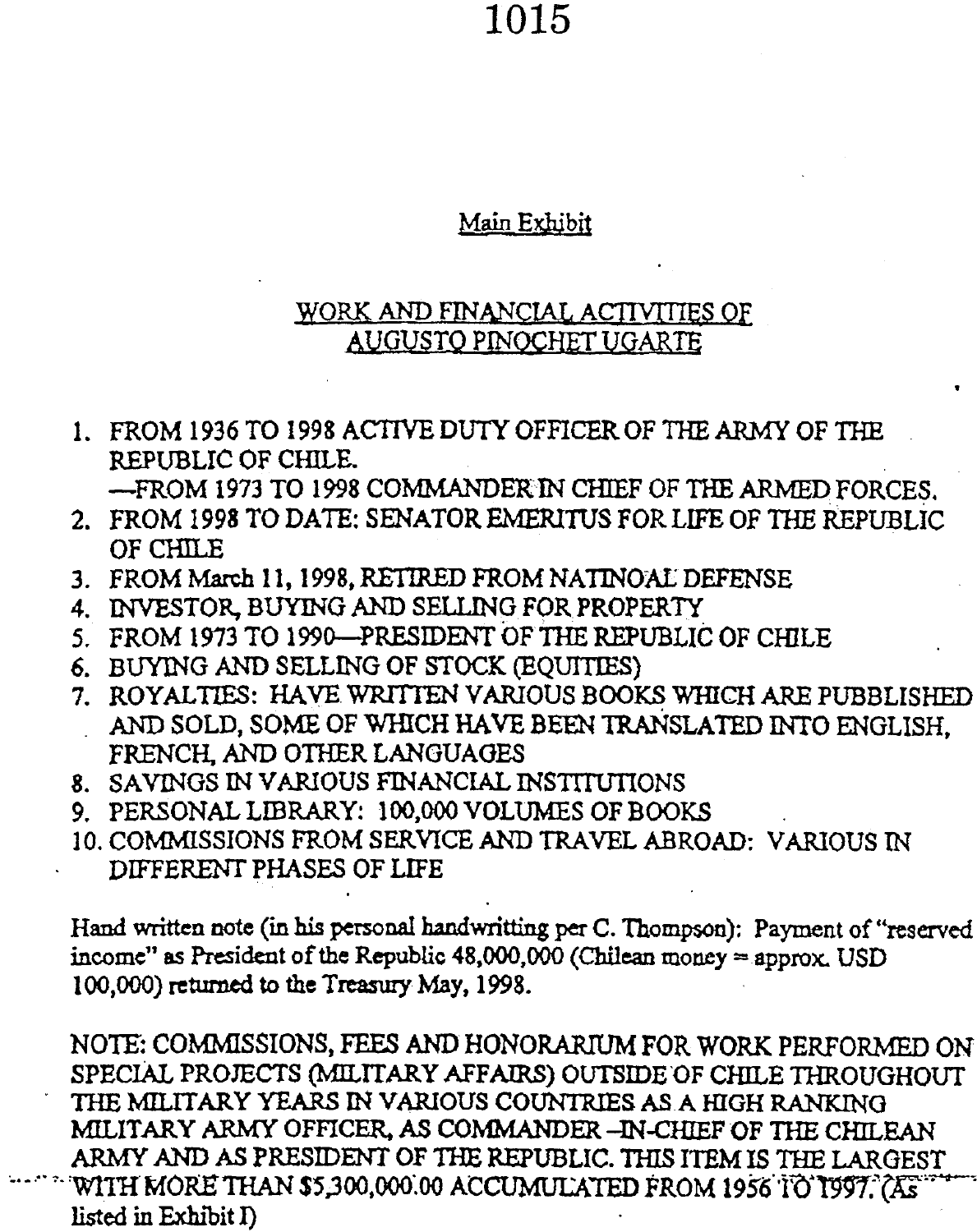Main Exhibit

## WORK AND FINANCIAL ACTIVITIES OF AUGUSTO PINOCHET UGARTE

1. FROM 1936 TO 1998 ACTIVE DUTY OFFICER OF THE ARMY OF THE REPUBLIC OF CHILE.
   —FROM 1973 TO 1998 COMMANDER IN CHIEF OF THE ARMED FORCES.
2. FROM 1998 TO DATE: SENATOR EMERITUS FOR LIFE OF THE REPUBLIC OF CHILE
3. FROM March 11, 1998, RETIRED FROM NATINOAL DEFENSE
4. INVESTOR, BUYING AND SELLING FOR PROPERTY
5. FROM 1973 TO 1990—PRESIDENT OF THE REPUBLIC OF CHILE
6. BUYING AND SELLING OF STOCK (EQUITIES)
7. ROYALTIES: HAVE WRITTEN VARIOUS BOOKS WHICH ARE PUBBLISHED AND SOLD, SOME OF WHICH HAVE BEEN TRANSLATED INTO ENGLISH, FRENCH, AND OTHER LANGUAGES
8. SAVINGS IN VARIOUS FINANCIAL INSTITUTIONS
9. PERSONAL LIBRARY: 100,000 VOLUMES OF BOOKS
10. COMMISSIONS FROM SERVICE AND TRAVEL ABROAD: VARIOUS IN DIFFERENT PHASES OF LIFE

Hand written note (in his personal handwritting per C. Thompson): Payment of "reserved income" as President of the Republic 48,000,000 (Chilean money = approx. USD 100,000) returned to the Treasury May, 1998.

NOTE: COMMISSIONS, FEES AND HONORARIUM FOR WORK PERFORMED ON SPECIAL PROJECTS (MILITARY AFFAIRS) OUTSIDE OF CHILE THROUGHOUT THE MILITARY YEARS IN VARIOUS COUNTRIES AS A HIGH RANKING MILITARY ARMY OFFICER, AS COMMANDER -IN-CHIEF OF THE CHILEAN ARMY AND AS PRESIDENT OF THE REPUBLIC. THIS ITEM IS THE LARGEST WITH MORE THAN $5,300,000.00 ACCUMULATED FROM 1956 TO 1997. (As listed in Exhibit I)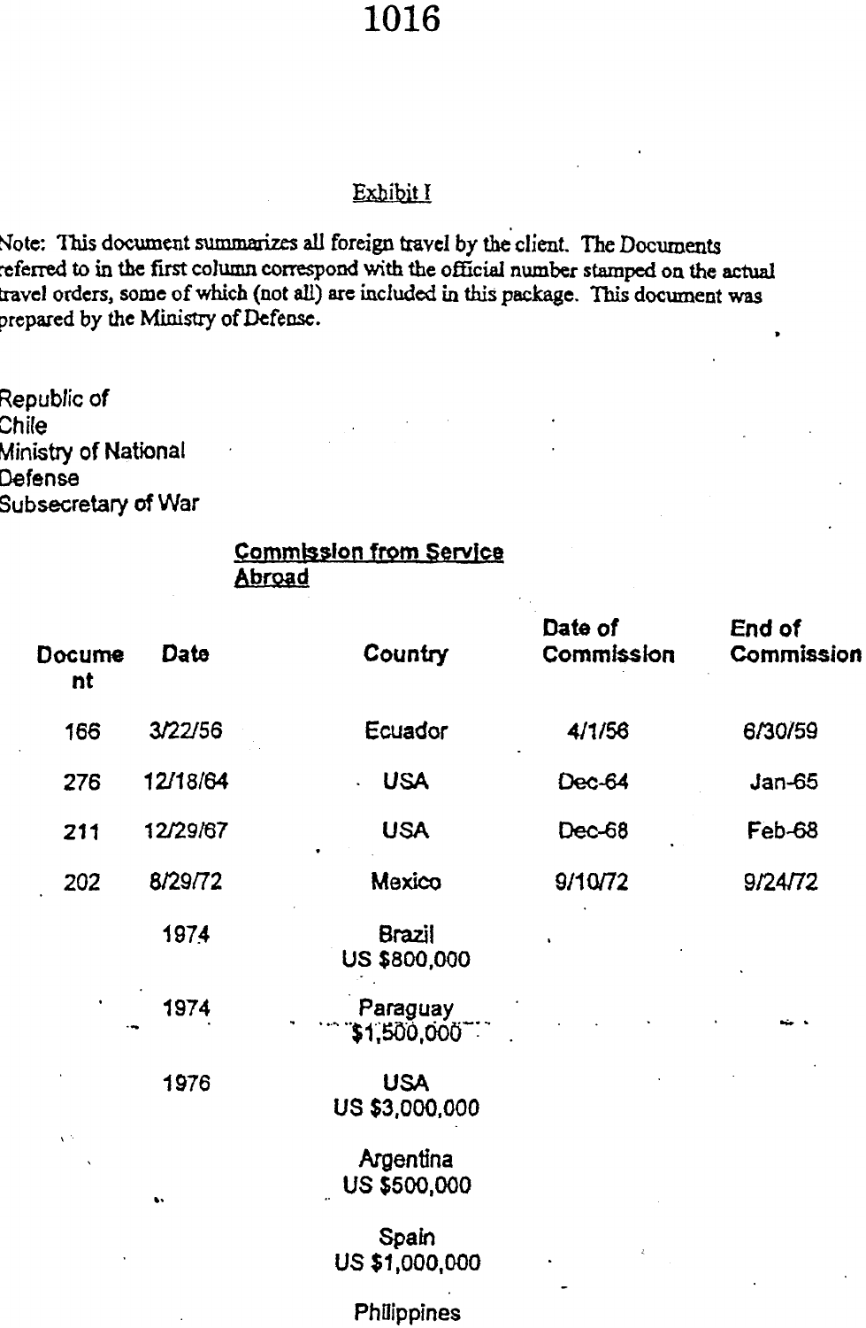## Exhibit I

Note: This document summarizes all foreign travel by the client. The Documents referred to in the first column correspond with the official number stamped on the actual travel orders, some of which (not all) are included in this package. This document was prepared by the Ministry of Defense.

Republic of
Chile
Ministry of National
Defense
Subsecretary of War

### Commission from Service Abroad

| Document | Date | Country | Date of Commission | End of Commission |
| --- | --- | --- | --- | --- |
| 166 | 3/22/56 | Ecuador | 4/1/56 | 6/30/59 |
| 276 | 12/18/64 | USA | Dec-64 | Jan-65 |
| 211 | 12/29/67 | USA | Dec-68 | Feb-68 |
| 202 | 8/29/72 | Mexico | 9/10/72 | 9/24/72 |
| | 1974 | Brazil US $800,000 | | |
| | 1974 | Paraguay $1,500,000 | | |
| | 1976 | USA US $3,000,000 | | |
| | | Argentina US $500,000 | | |
| | | Spain US $1,000,000 | | |
| | | Philippines | | |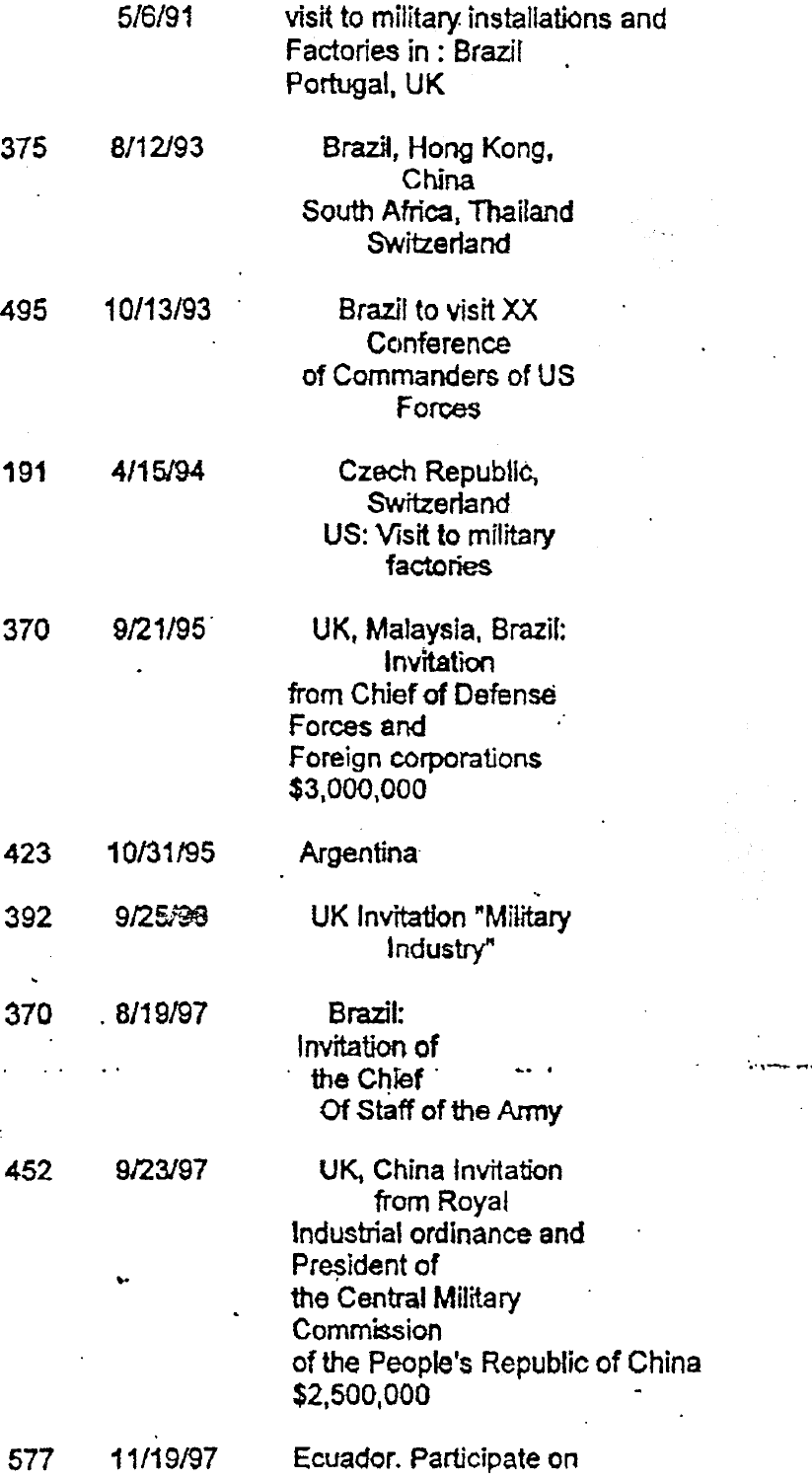| | | |
|---|---|---|
| | 5/6/91 | visit to military installations and Factories in : Brazil Portugal, UK |
| 375 | 8/12/93 | Brazil, Hong Kong, China South Africa, Thailand Switzerland |
| 495 | 10/13/93 | Brazil to visit XX Conference of Commanders of US Forces |
| 191 | 4/15/94 | Czech Republic, Switzerland US: Visit to military factories |
| 370 | 9/21/95 | UK, Malaysia, Brazil: Invitation from Chief of Defense Forces and Foreign corporations $3,000,000 |
| 423 | 10/31/95 | Argentina |
| 392 | 9/25/96 | UK Invitation "Military Industry" |
| 370 | 8/19/97 | Brazil: Invitation of the Chief Of Staff of the Army |
| 452 | 9/23/97 | UK, China Invitation from Royal Industrial ordinance and President of the Central Military Commission of the People's Republic of China $2,500,000 |
| 577 | 11/19/97 | Ecuador. Participate on |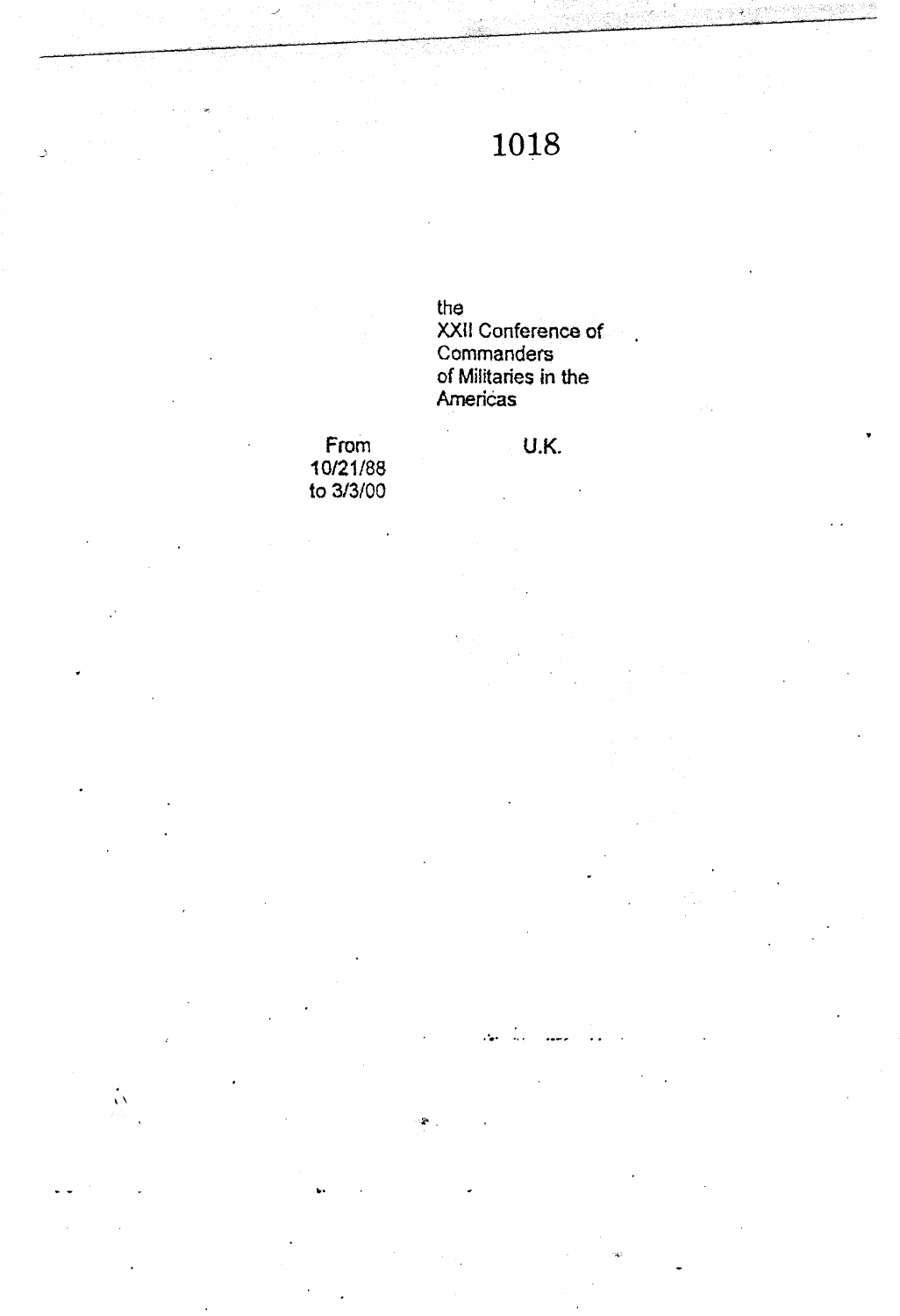1018

the
XXII Conference of
Commanders
of Militaries in the
Americas

From
10/21/88
to 3/3/00

U.K.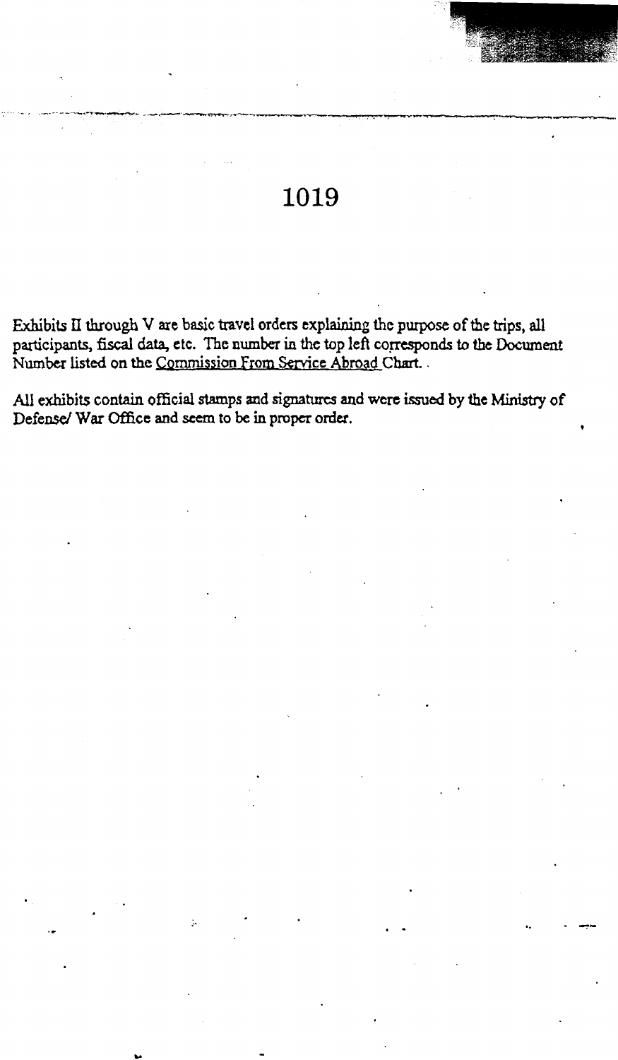# 1019

Exhibits II through V are basic travel orders explaining the purpose of the trips, all participants, fiscal data, etc. The number in the top left corresponds to the Document Number listed on the Commission From Service Abroad Chart.

All exhibits contain official stamps and signatures and were issued by the Ministry of Defense/ War Office and seem to be in proper order.